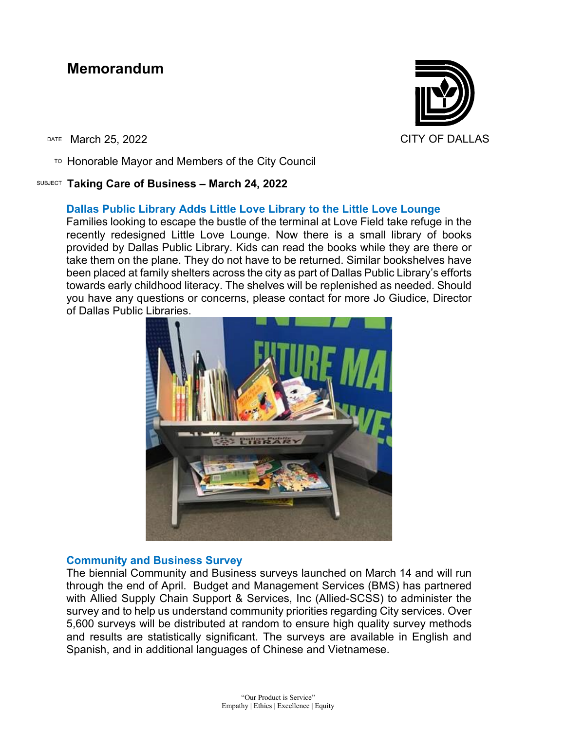# Memorandum

CITY OF DALLAS

DATE March 25, 2022

TO Honorable Mayor and Members of the City Council

SUBJECT **Taking Care of Business – March 24, 2022**

## Dallas Public Library Adds Little Love Library to the Little Love Lounge

Families looking to escape the bustle of the terminal at Love Field take refuge in the recently redesigned Little Love Lounge. Now there is a small library of books provided by Dallas Public Library. Kids can read the books while they are there or take them on the plane. They do not have to be returned. Similar bookshelves have been placed at family shelters across the city as part of Dallas Public Library's efforts towards early childhood literacy. The shelves will be replenished as needed. Should you have any questions or concerns, please contact for more Jo Giudice, Director of Dallas Public Libraries.

## Community and Business Survey

The biennial Community and Business surveys launched on March 14 and will run through the end of April. Budget and Management Services (BMS) has partnered with Allied Supply Chain Support & Services, Inc (Allied-SCSS) to administer the survey and to help us understand community priorities regarding City services. Over 5,600 surveys will be distributed at random to ensure high quality survey methods and results are statistically significant. The surveys are available in English and Spanish, and in additional languages of Chinese and Vietnamese.

"Our Product is Service"
Empathy | Ethics | Excellence | Equity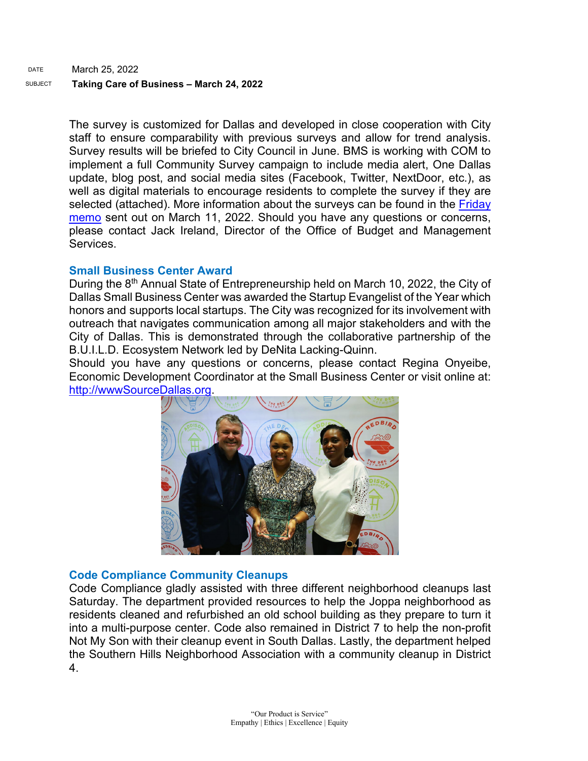DATE March 25, 2022

SUBJECT **Taking Care of Business – March 24, 2022**

The survey is customized for Dallas and developed in close cooperation with City staff to ensure comparability with previous surveys and allow for trend analysis. Survey results will be briefed to City Council in June. BMS is working with COM to implement a full Community Survey campaign to include media alert, One Dallas update, blog post, and social media sites (Facebook, Twitter, NextDoor, etc.), as well as digital materials to encourage residents to complete the survey if they are selected (attached). More information about the surveys can be found in the [Friday memo]() sent out on March 11, 2022. Should you have any questions or concerns, please contact Jack Ireland, Director of the Office of Budget and Management Services.

## Small Business Center Award

During the 8th Annual State of Entrepreneurship held on March 10, 2022, the City of Dallas Small Business Center was awarded the Startup Evangelist of the Year which honors and supports local startups. The City was recognized for its involvement with outreach that navigates communication among all major stakeholders and with the City of Dallas. This is demonstrated through the collaborative partnership of the B.U.I.L.D. Ecosystem Network led by DeNita Lacking-Quinn.
Should you have any questions or concerns, please contact Regina Onyeibe, Economic Development Coordinator at the Small Business Center or visit online at: [http://wwwSourceDallas.org](http://wwwSourceDallas.org).

## Code Compliance Community Cleanups

Code Compliance gladly assisted with three different neighborhood cleanups last Saturday. The department provided resources to help the Joppa neighborhood as residents cleaned and refurbished an old school building as they prepare to turn it into a multi-purpose center. Code also remained in District 7 to help the non-profit Not My Son with their cleanup event in South Dallas. Lastly, the department helped the Southern Hills Neighborhood Association with a community cleanup in District 4.

"Our Product is Service"
Empathy | Ethics | Excellence | Equity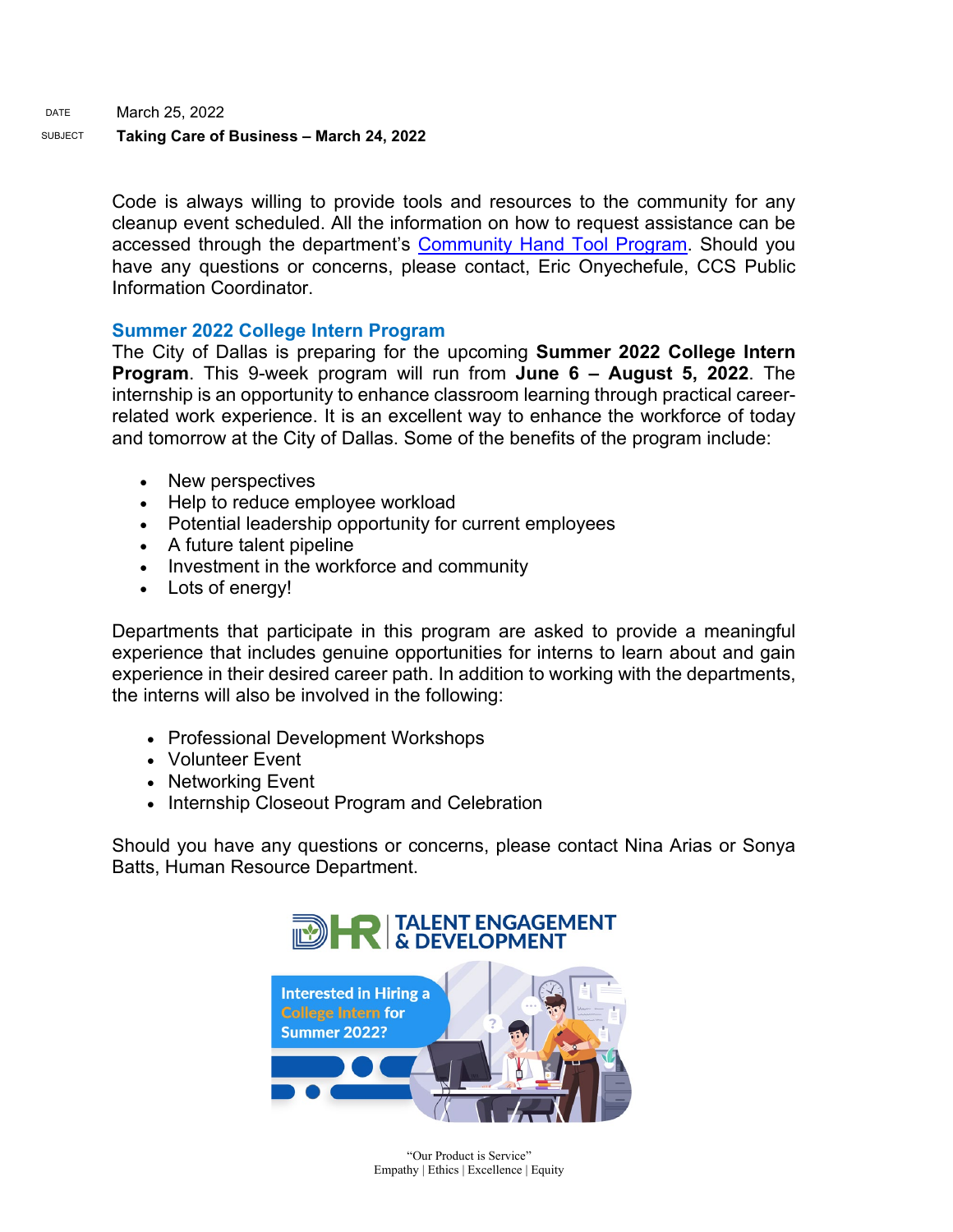DATE March 25, 2022

SUBJECT **Taking Care of Business – March 24, 2022**

Code is always willing to provide tools and resources to the community for any cleanup event scheduled. All the information on how to request assistance can be accessed through the department's Community Hand Tool Program. Should you have any questions or concerns, please contact, Eric Onyechefule, CCS Public Information Coordinator.

## Summer 2022 College Intern Program

The City of Dallas is preparing for the upcoming **Summer 2022 College Intern Program**. This 9-week program will run from **June 6 – August 5, 2022**. The internship is an opportunity to enhance classroom learning through practical career-related work experience. It is an excellent way to enhance the workforce of today and tomorrow at the City of Dallas. Some of the benefits of the program include:

- New perspectives
- Help to reduce employee workload
- Potential leadership opportunity for current employees
- A future talent pipeline
- Investment in the workforce and community
- Lots of energy!

Departments that participate in this program are asked to provide a meaningful experience that includes genuine opportunities for interns to learn about and gain experience in their desired career path. In addition to working with the departments, the interns will also be involved in the following:

- Professional Development Workshops
- Volunteer Event
- Networking Event
- Internship Closeout Program and Celebration

Should you have any questions or concerns, please contact Nina Arias or Sonya Batts, Human Resource Department.

“Our Product is Service”
Empathy | Ethics | Excellence | Equity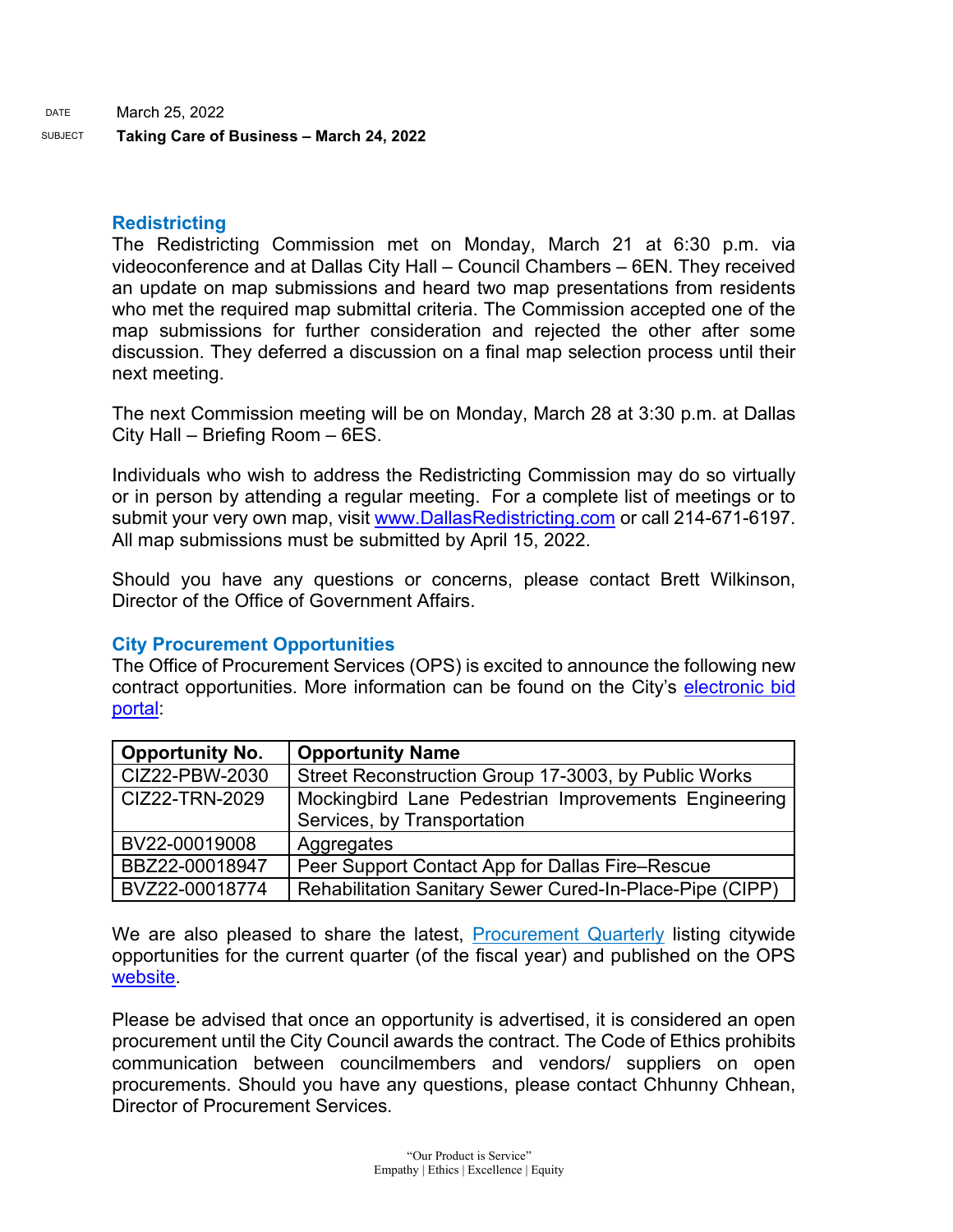DATE March 25, 2022

SUBJECT **Taking Care of Business – March 24, 2022**

## Redistricting

The Redistricting Commission met on Monday, March 21 at 6:30 p.m. via videoconference and at Dallas City Hall – Council Chambers – 6EN. They received an update on map submissions and heard two map presentations from residents who met the required map submittal criteria. The Commission accepted one of the map submissions for further consideration and rejected the other after some discussion. They deferred a discussion on a final map selection process until their next meeting.

The next Commission meeting will be on Monday, March 28 at 3:30 p.m. at Dallas City Hall – Briefing Room – 6ES.

Individuals who wish to address the Redistricting Commission may do so virtually or in person by attending a regular meeting. For a complete list of meetings or to submit your very own map, visit www.DallasRedistricting.com or call 214-671-6197. All map submissions must be submitted by April 15, 2022.

Should you have any questions or concerns, please contact Brett Wilkinson, Director of the Office of Government Affairs.

## City Procurement Opportunities

The Office of Procurement Services (OPS) is excited to announce the following new contract opportunities. More information can be found on the City's electronic bid portal:

| Opportunity No. | Opportunity Name |
| --- | --- |
| CIZ22-PBW-2030 | Street Reconstruction Group 17-3003, by Public Works |
| CIZ22-TRN-2029 | Mockingbird Lane Pedestrian Improvements Engineering Services, by Transportation |
| BV22-00019008 | Aggregates |
| BBZ22-00018947 | Peer Support Contact App for Dallas Fire–Rescue |
| BVZ22-00018774 | Rehabilitation Sanitary Sewer Cured-In-Place-Pipe (CIPP) |

We are also pleased to share the latest, Procurement Quarterly listing citywide opportunities for the current quarter (of the fiscal year) and published on the OPS website.

Please be advised that once an opportunity is advertised, it is considered an open procurement until the City Council awards the contract. The Code of Ethics prohibits communication between councilmembers and vendors/ suppliers on open procurements. Should you have any questions, please contact Chhunny Chhean, Director of Procurement Services.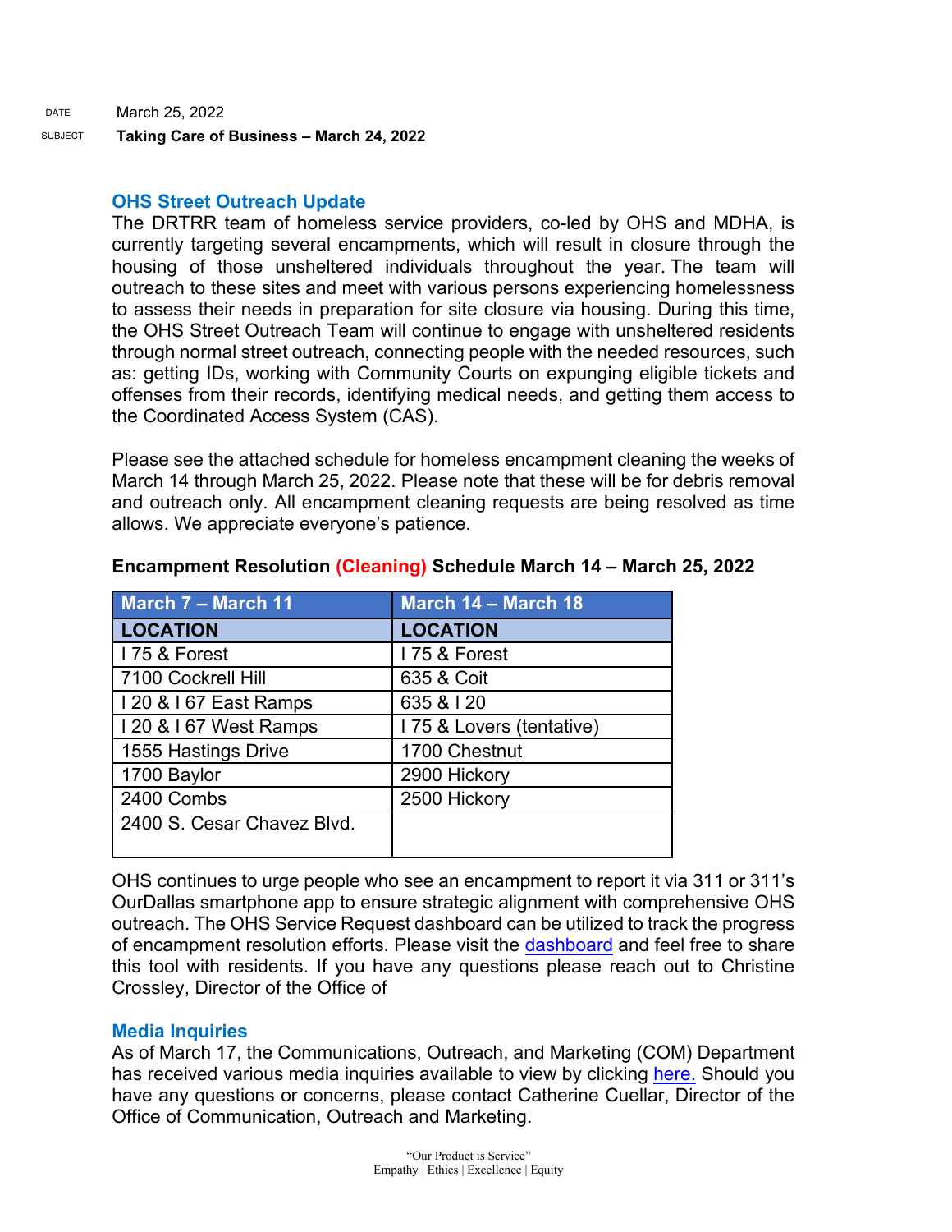DATE March 25, 2022

SUBJECT **Taking Care of Business – March 24, 2022**

## OHS Street Outreach Update

The DRTRR team of homeless service providers, co-led by OHS and MDHA, is currently targeting several encampments, which will result in closure through the housing of those unsheltered individuals throughout the year. The team will outreach to these sites and meet with various persons experiencing homelessness to assess their needs in preparation for site closure via housing. During this time, the OHS Street Outreach Team will continue to engage with unsheltered residents through normal street outreach, connecting people with the needed resources, such as: getting IDs, working with Community Courts on expunging eligible tickets and offenses from their records, identifying medical needs, and getting them access to the Coordinated Access System (CAS).

Please see the attached schedule for homeless encampment cleaning the weeks of March 14 through March 25, 2022. Please note that these will be for debris removal and outreach only. All encampment cleaning requests are being resolved as time allows. We appreciate everyone's patience.

**Encampment Resolution (Cleaning) Schedule March 14 – March 25, 2022**

| March 7 – March 11 | March 14 – March 18 |
|---|---|
| **LOCATION** | **LOCATION** |
| I 75 & Forest | I 75 & Forest |
| 7100 Cockrell Hill | 635 & Coit |
| I 20 & I 67 East Ramps | 635 & I 20 |
| I 20 & I 67 West Ramps | I 75 & Lovers (tentative) |
| 1555 Hastings Drive | 1700 Chestnut |
| 1700 Baylor | 2900 Hickory |
| 2400 Combs | 2500 Hickory |
| 2400 S. Cesar Chavez Blvd. | |

OHS continues to urge people who see an encampment to report it via 311 or 311's OurDallas smartphone app to ensure strategic alignment with comprehensive OHS outreach. The OHS Service Request dashboard can be utilized to track the progress of encampment resolution efforts. Please visit the dashboard and feel free to share this tool with residents. If you have any questions please reach out to Christine Crossley, Director of the Office of

## Media Inquiries

As of March 17, the Communications, Outreach, and Marketing (COM) Department has received various media inquiries available to view by clicking here. Should you have any questions or concerns, please contact Catherine Cuellar, Director of the Office of Communication, Outreach and Marketing.

"Our Product is Service"
Empathy | Ethics | Excellence | Equity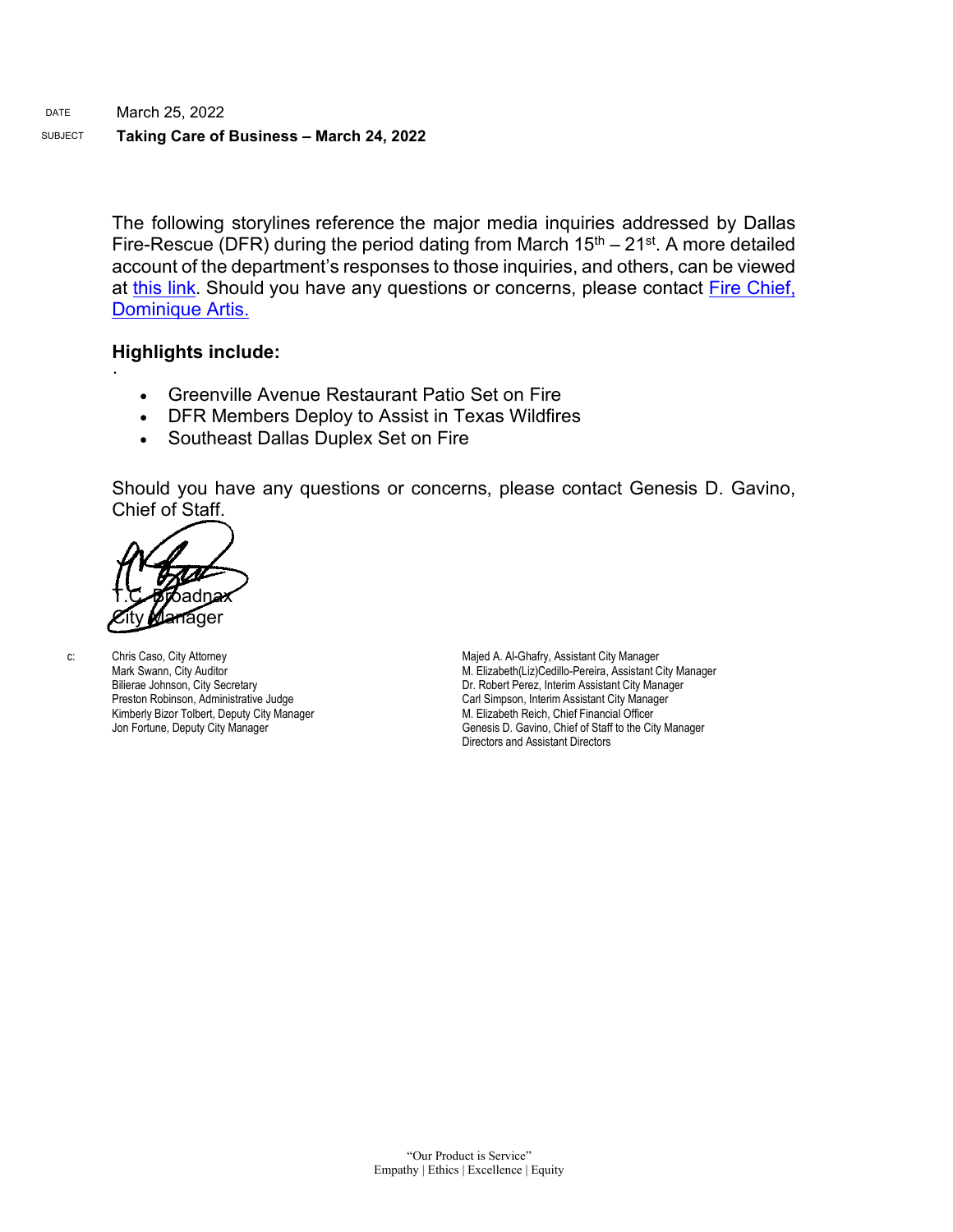DATE March 25, 2022

SUBJECT **Taking Care of Business – March 24, 2022**

The following storylines reference the major media inquiries addressed by Dallas Fire-Rescue (DFR) during the period dating from March 15th – 21st. A more detailed account of the department's responses to those inquiries, and others, can be viewed at this link. Should you have any questions or concerns, please contact Fire Chief, Dominique Artis.

**Highlights include:**

- Greenville Avenue Restaurant Patio Set on Fire
- DFR Members Deploy to Assist in Texas Wildfires
- Southeast Dallas Duplex Set on Fire

Should you have any questions or concerns, please contact Genesis D. Gavino, Chief of Staff.

T.C. Broadnax
City Manager

c:
Chris Caso, City Attorney
Mark Swann, City Auditor
Bilierae Johnson, City Secretary
Preston Robinson, Administrative Judge
Kimberly Bizor Tolbert, Deputy City Manager
Jon Fortune, Deputy City Manager
Majed A. Al-Ghafry, Assistant City Manager
M. Elizabeth(Liz)Cedillo-Pereira, Assistant City Manager
Dr. Robert Perez, Interim Assistant City Manager
Carl Simpson, Interim Assistant City Manager
M. Elizabeth Reich, Chief Financial Officer
Genesis D. Gavino, Chief of Staff to the City Manager
Directors and Assistant Directors

"Our Product is Service"
Empathy | Ethics | Excellence | Equity